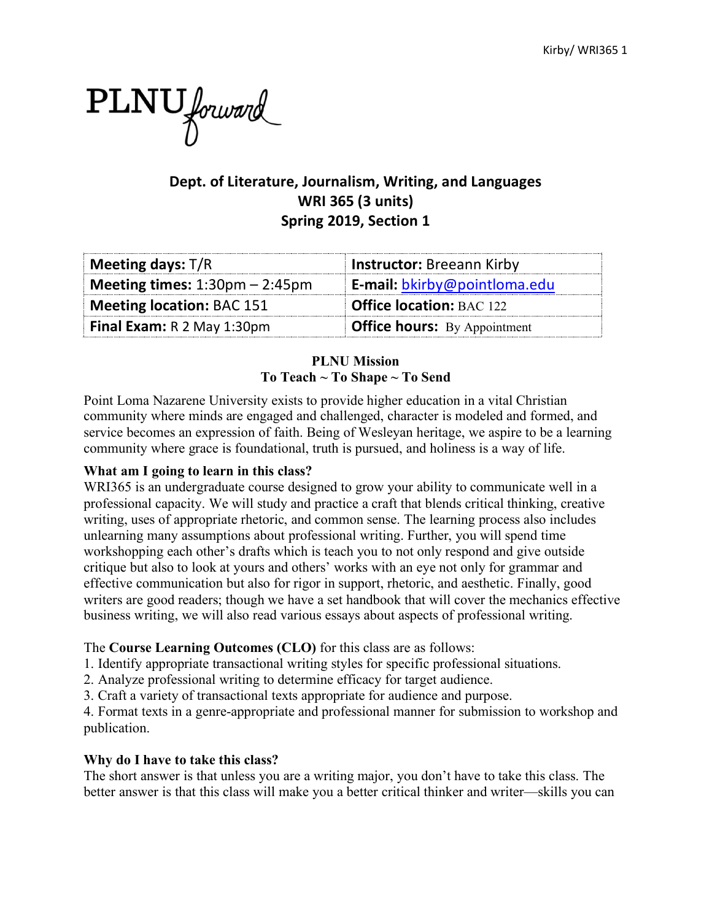PLNU forward

## Dept. of Literature, Journalism, Writing, and Languages
## WRI 365 (3 units)
## Spring 2019, Section 1

| **Meeting days:** T/R | **Instructor:** Breeann Kirby |
|---|---|
| **Meeting times:** 1:30pm – 2:45pm | **E-mail:** bkirby@pointloma.edu |
| **Meeting location:** BAC 151 | **Office location:** BAC 122 |
| **Final Exam:** R 2 May 1:30pm | **Office hours:** By Appointment |

**PLNU Mission**
**To Teach ~ To Shape ~ To Send**

Point Loma Nazarene University exists to provide higher education in a vital Christian community where minds are engaged and challenged, character is modeled and formed, and service becomes an expression of faith. Being of Wesleyan heritage, we aspire to be a learning community where grace is foundational, truth is pursued, and holiness is a way of life.

**What am I going to learn in this class?**

WRI365 is an undergraduate course designed to grow your ability to communicate well in a professional capacity. We will study and practice a craft that blends critical thinking, creative writing, uses of appropriate rhetoric, and common sense. The learning process also includes unlearning many assumptions about professional writing. Further, you will spend time workshopping each other's drafts which is teach you to not only respond and give outside critique but also to look at yours and others' works with an eye not only for grammar and effective communication but also for rigor in support, rhetoric, and aesthetic. Finally, good writers are good readers; though we have a set handbook that will cover the mechanics effective business writing, we will also read various essays about aspects of professional writing.

The **Course Learning Outcomes (CLO)** for this class are as follows:

1. Identify appropriate transactional writing styles for specific professional situations.
2. Analyze professional writing to determine efficacy for target audience.
3. Craft a variety of transactional texts appropriate for audience and purpose.
4. Format texts in a genre-appropriate and professional manner for submission to workshop and publication.

**Why do I have to take this class?**

The short answer is that unless you are a writing major, you don't have to take this class. The better answer is that this class will make you a better critical thinker and writer—skills you can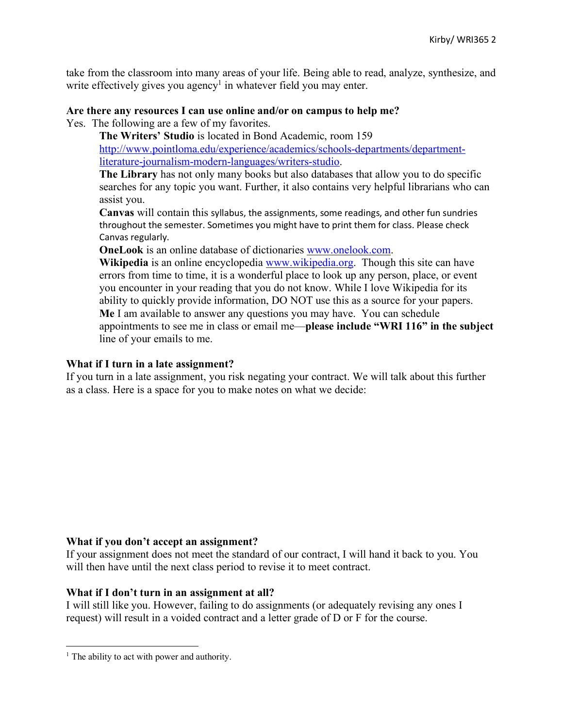take from the classroom into many areas of your life. Being able to read, analyze, synthesize, and write effectively gives you agency[1] in whatever field you may enter.

**Are there any resources I can use online and/or on campus to help me?**

Yes. The following are a few of my favorites.

**The Writers' Studio** is located in Bond Academic, room 159 http://www.pointloma.edu/experience/academics/schools-departments/department-literature-journalism-modern-languages/writers-studio.

**The Library** has not only many books but also databases that allow you to do specific searches for any topic you want. Further, it also contains very helpful librarians who can assist you.

**Canvas** will contain this syllabus, the assignments, some readings, and other fun sundries throughout the semester. Sometimes you might have to print them for class. Please check Canvas regularly.

**OneLook** is an online database of dictionaries www.onelook.com.

**Wikipedia** is an online encyclopedia www.wikipedia.org. Though this site can have errors from time to time, it is a wonderful place to look up any person, place, or event you encounter in your reading that you do not know. While I love Wikipedia for its ability to quickly provide information, DO NOT use this as a source for your papers.

**Me** I am available to answer any questions you may have. You can schedule appointments to see me in class or email me—**please include "WRI 116" in the subject** line of your emails to me.

**What if I turn in a late assignment?**

If you turn in a late assignment, you risk negating your contract. We will talk about this further as a class. Here is a space for you to make notes on what we decide:

**What if you don't accept an assignment?**

If your assignment does not meet the standard of our contract, I will hand it back to you. You will then have until the next class period to revise it to meet contract.

**What if I don't turn in an assignment at all?**

I will still like you. However, failing to do assignments (or adequately revising any ones I request) will result in a voided contract and a letter grade of D or F for the course.

---

[1] The ability to act with power and authority.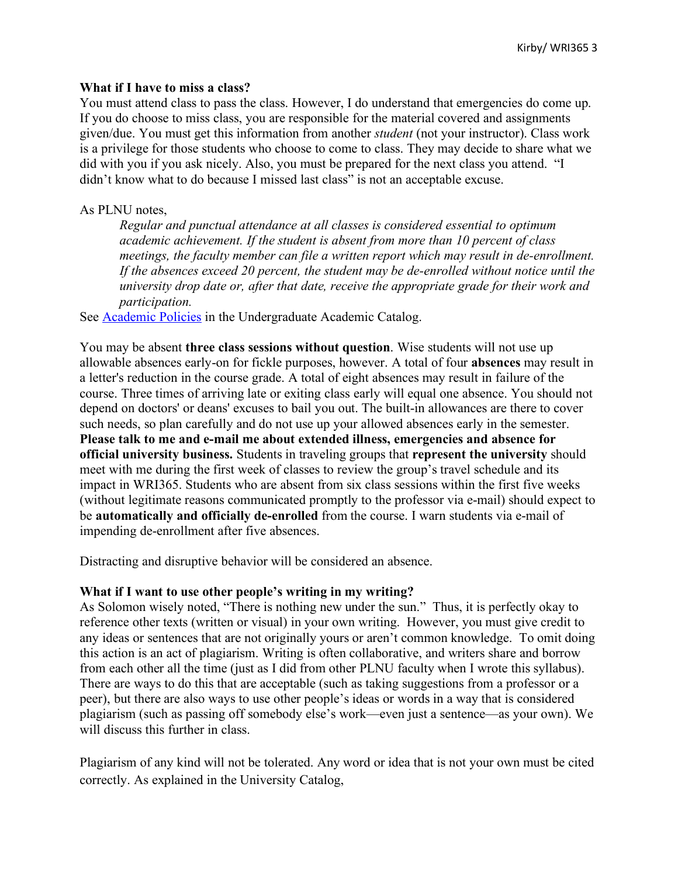**What if I have to miss a class?**

You must attend class to pass the class. However, I do understand that emergencies do come up. If you do choose to miss class, you are responsible for the material covered and assignments given/due. You must get this information from another *student* (not your instructor). Class work is a privilege for those students who choose to come to class. They may decide to share what we did with you if you ask nicely. Also, you must be prepared for the next class you attend. "I didn't know what to do because I missed last class" is not an acceptable excuse.

As PLNU notes,

> *Regular and punctual attendance at all classes is considered essential to optimum academic achievement. If the student is absent from more than 10 percent of class meetings, the faculty member can file a written report which may result in de-enrollment. If the absences exceed 20 percent, the student may be de-enrolled without notice until the university drop date or, after that date, receive the appropriate grade for their work and participation.*

See [Academic Policies] in the Undergraduate Academic Catalog.

You may be absent **three class sessions without question**. Wise students will not use up allowable absences early-on for fickle purposes, however. A total of four **absences** may result in a letter's reduction in the course grade. A total of eight absences may result in failure of the course. Three times of arriving late or exiting class early will equal one absence. You should not depend on doctors' or deans' excuses to bail you out. The built-in allowances are there to cover such needs, so plan carefully and do not use up your allowed absences early in the semester. **Please talk to me and e-mail me about extended illness, emergencies and absence for official university business.** Students in traveling groups that **represent the university** should meet with me during the first week of classes to review the group's travel schedule and its impact in WRI365. Students who are absent from six class sessions within the first five weeks (without legitimate reasons communicated promptly to the professor via e-mail) should expect to be **automatically and officially de-enrolled** from the course. I warn students via e-mail of impending de-enrollment after five absences.

Distracting and disruptive behavior will be considered an absence.

**What if I want to use other people's writing in my writing?**

As Solomon wisely noted, "There is nothing new under the sun." Thus, it is perfectly okay to reference other texts (written or visual) in your own writing. However, you must give credit to any ideas or sentences that are not originally yours or aren't common knowledge. To omit doing this action is an act of plagiarism. Writing is often collaborative, and writers share and borrow from each other all the time (just as I did from other PLNU faculty when I wrote this syllabus). There are ways to do this that are acceptable (such as taking suggestions from a professor or a peer), but there are also ways to use other people's ideas or words in a way that is considered plagiarism (such as passing off somebody else's work—even just a sentence—as your own). We will discuss this further in class.

Plagiarism of any kind will not be tolerated. Any word or idea that is not your own must be cited correctly. As explained in the University Catalog,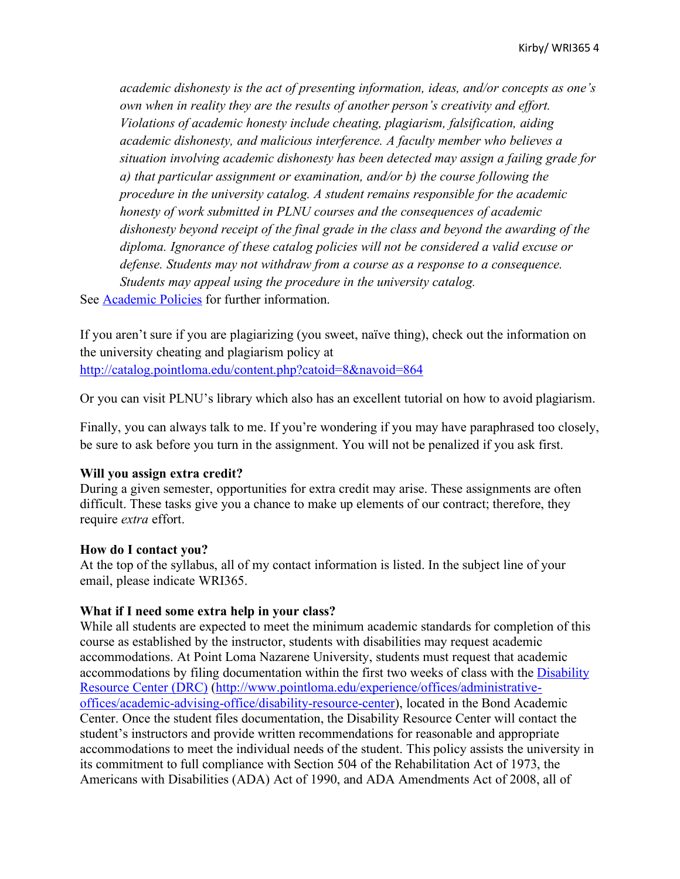*academic dishonesty is the act of presenting information, ideas, and/or concepts as one's own when in reality they are the results of another person's creativity and effort. Violations of academic honesty include cheating, plagiarism, falsification, aiding academic dishonesty, and malicious interference. A faculty member who believes a situation involving academic dishonesty has been detected may assign a failing grade for a) that particular assignment or examination, and/or b) the course following the procedure in the university catalog. A student remains responsible for the academic honesty of work submitted in PLNU courses and the consequences of academic dishonesty beyond receipt of the final grade in the class and beyond the awarding of the diploma. Ignorance of these catalog policies will not be considered a valid excuse or defense. Students may not withdraw from a course as a response to a consequence. Students may appeal using the procedure in the university catalog.*

See [Academic Policies](#) for further information.

If you aren't sure if you are plagiarizing (you sweet, naïve thing), check out the information on the university cheating and plagiarism policy at http://catalog.pointloma.edu/content.php?catoid=8&navoid=864

Or you can visit PLNU's library which also has an excellent tutorial on how to avoid plagiarism.

Finally, you can always talk to me. If you're wondering if you may have paraphrased too closely, be sure to ask before you turn in the assignment. You will not be penalized if you ask first.

**Will you assign extra credit?**
During a given semester, opportunities for extra credit may arise. These assignments are often difficult. These tasks give you a chance to make up elements of our contract; therefore, they require *extra* effort.

**How do I contact you?**
At the top of the syllabus, all of my contact information is listed. In the subject line of your email, please indicate WRI365.

**What if I need some extra help in your class?**
While all students are expected to meet the minimum academic standards for completion of this course as established by the instructor, students with disabilities may request academic accommodations. At Point Loma Nazarene University, students must request that academic accommodations by filing documentation within the first two weeks of class with the [Disability Resource Center (DRC)](http://www.pointloma.edu/experience/offices/administrative-offices/academic-advising-office/disability-resource-center) (http://www.pointloma.edu/experience/offices/administrative-offices/academic-advising-office/disability-resource-center), located in the Bond Academic Center. Once the student files documentation, the Disability Resource Center will contact the student's instructors and provide written recommendations for reasonable and appropriate accommodations to meet the individual needs of the student. This policy assists the university in its commitment to full compliance with Section 504 of the Rehabilitation Act of 1973, the Americans with Disabilities (ADA) Act of 1990, and ADA Amendments Act of 2008, all of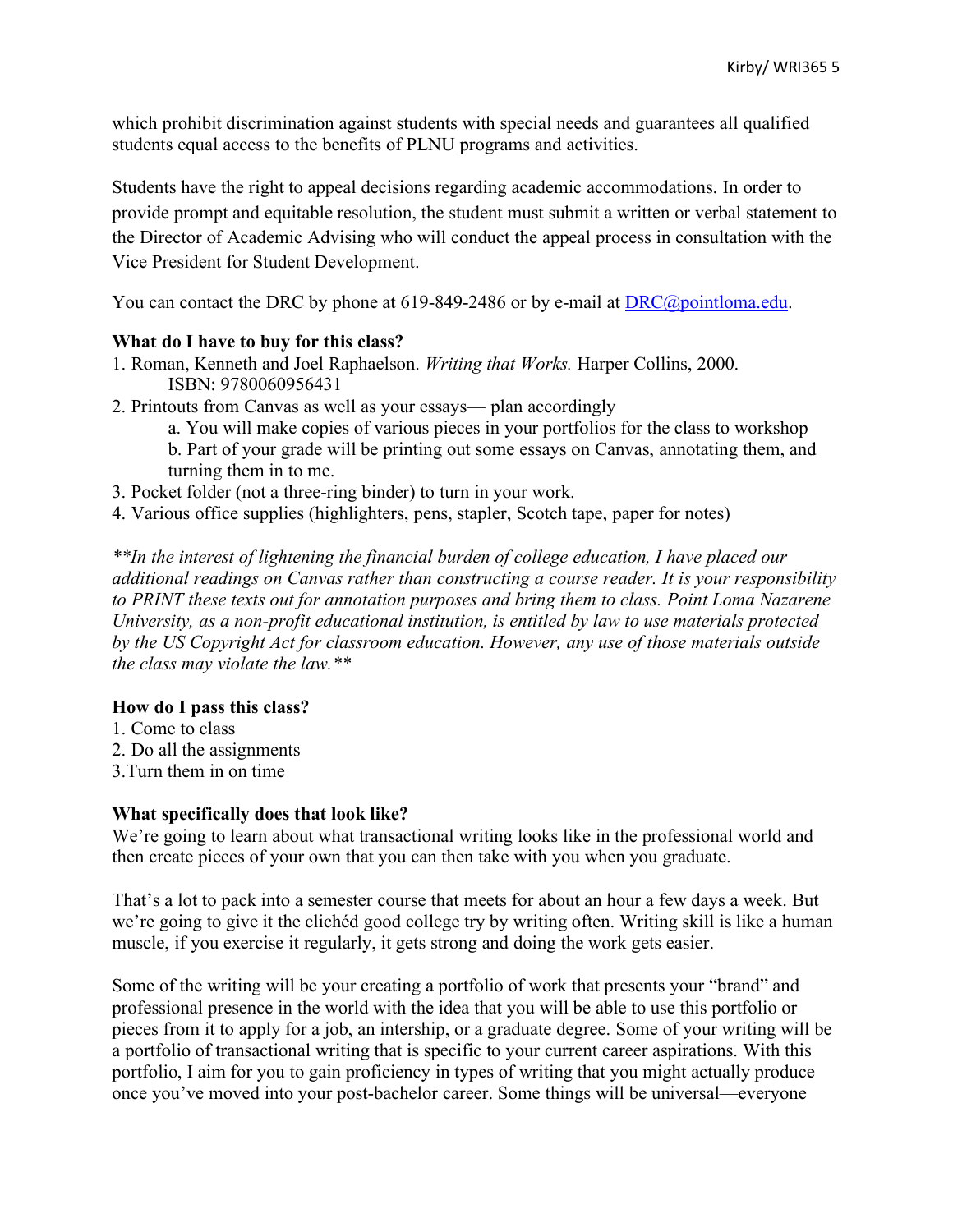which prohibit discrimination against students with special needs and guarantees all qualified students equal access to the benefits of PLNU programs and activities.

Students have the right to appeal decisions regarding academic accommodations. In order to provide prompt and equitable resolution, the student must submit a written or verbal statement to the Director of Academic Advising who will conduct the appeal process in consultation with the Vice President for Student Development.

You can contact the DRC by phone at 619-849-2486 or by e-mail at DRC@pointloma.edu.

**What do I have to buy for this class?**

1. Roman, Kenneth and Joel Raphaelson. *Writing that Works.* Harper Collins, 2000. ISBN: 9780060956431
2. Printouts from Canvas as well as your essays— plan accordingly
   a. You will make copies of various pieces in your portfolios for the class to workshop
   b. Part of your grade will be printing out some essays on Canvas, annotating them, and turning them in to me.
3. Pocket folder (not a three-ring binder) to turn in your work.
4. Various office supplies (highlighters, pens, stapler, Scotch tape, paper for notes)

*\*\*In the interest of lightening the financial burden of college education, I have placed our additional readings on Canvas rather than constructing a course reader. It is your responsibility to PRINT these texts out for annotation purposes and bring them to class. Point Loma Nazarene University, as a non-profit educational institution, is entitled by law to use materials protected by the US Copyright Act for classroom education. However, any use of those materials outside the class may violate the law.\*\**

**How do I pass this class?**

1. Come to class
2. Do all the assignments
3. Turn them in on time

**What specifically does that look like?**

We're going to learn about what transactional writing looks like in the professional world and then create pieces of your own that you can then take with you when you graduate.

That's a lot to pack into a semester course that meets for about an hour a few days a week. But we're going to give it the clichéd good college try by writing often. Writing skill is like a human muscle, if you exercise it regularly, it gets strong and doing the work gets easier.

Some of the writing will be your creating a portfolio of work that presents your "brand" and professional presence in the world with the idea that you will be able to use this portfolio or pieces from it to apply for a job, an intership, or a graduate degree. Some of your writing will be a portfolio of transactional writing that is specific to your current career aspirations. With this portfolio, I aim for you to gain proficiency in types of writing that you might actually produce once you've moved into your post-bachelor career. Some things will be universal—everyone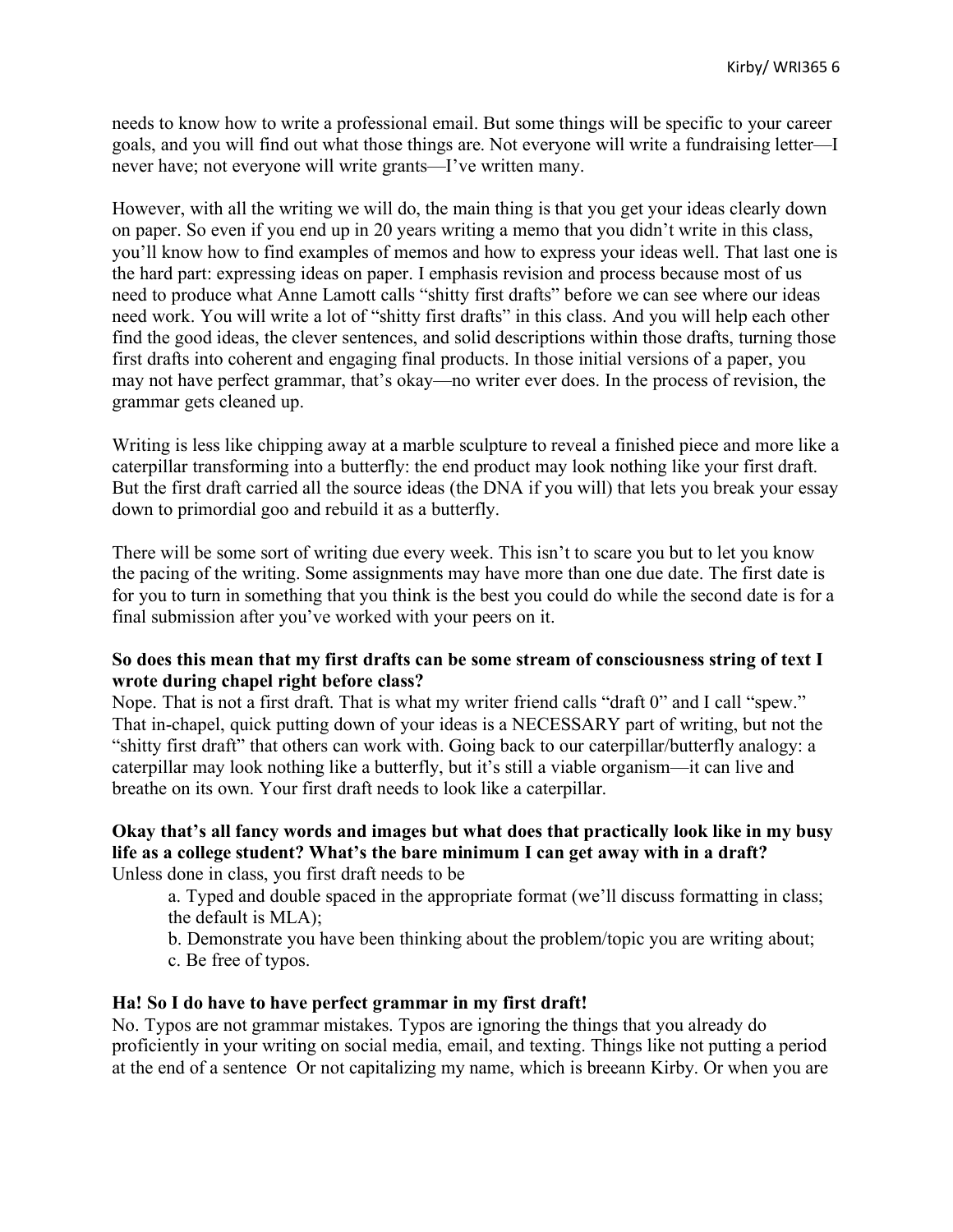needs to know how to write a professional email. But some things will be specific to your career goals, and you will find out what those things are. Not everyone will write a fundraising letter—I never have; not everyone will write grants—I've written many.

However, with all the writing we will do, the main thing is that you get your ideas clearly down on paper. So even if you end up in 20 years writing a memo that you didn't write in this class, you'll know how to find examples of memos and how to express your ideas well. That last one is the hard part: expressing ideas on paper. I emphasis revision and process because most of us need to produce what Anne Lamott calls "shitty first drafts" before we can see where our ideas need work. You will write a lot of "shitty first drafts" in this class. And you will help each other find the good ideas, the clever sentences, and solid descriptions within those drafts, turning those first drafts into coherent and engaging final products. In those initial versions of a paper, you may not have perfect grammar, that's okay—no writer ever does. In the process of revision, the grammar gets cleaned up.

Writing is less like chipping away at a marble sculpture to reveal a finished piece and more like a caterpillar transforming into a butterfly: the end product may look nothing like your first draft. But the first draft carried all the source ideas (the DNA if you will) that lets you break your essay down to primordial goo and rebuild it as a butterfly.

There will be some sort of writing due every week. This isn't to scare you but to let you know the pacing of the writing. Some assignments may have more than one due date. The first date is for you to turn in something that you think is the best you could do while the second date is for a final submission after you've worked with your peers on it.

**So does this mean that my first drafts can be some stream of consciousness string of text I wrote during chapel right before class?**
Nope. That is not a first draft. That is what my writer friend calls "draft 0" and I call "spew." That in-chapel, quick putting down of your ideas is a NECESSARY part of writing, but not the "shitty first draft" that others can work with. Going back to our caterpillar/butterfly analogy: a caterpillar may look nothing like a butterfly, but it's still a viable organism—it can live and breathe on its own. Your first draft needs to look like a caterpillar.

**Okay that's all fancy words and images but what does that practically look like in my busy life as a college student? What's the bare minimum I can get away with in a draft?**
Unless done in class, you first draft needs to be

a. Typed and double spaced in the appropriate format (we'll discuss formatting in class; the default is MLA);
b. Demonstrate you have been thinking about the problem/topic you are writing about;
c. Be free of typos.

**Ha! So I do have to have perfect grammar in my first draft!**
No. Typos are not grammar mistakes. Typos are ignoring the things that you already do proficiently in your writing on social media, email, and texting. Things like not putting a period at the end of a sentence Or not capitalizing my name, which is breeann Kirby. Or when you are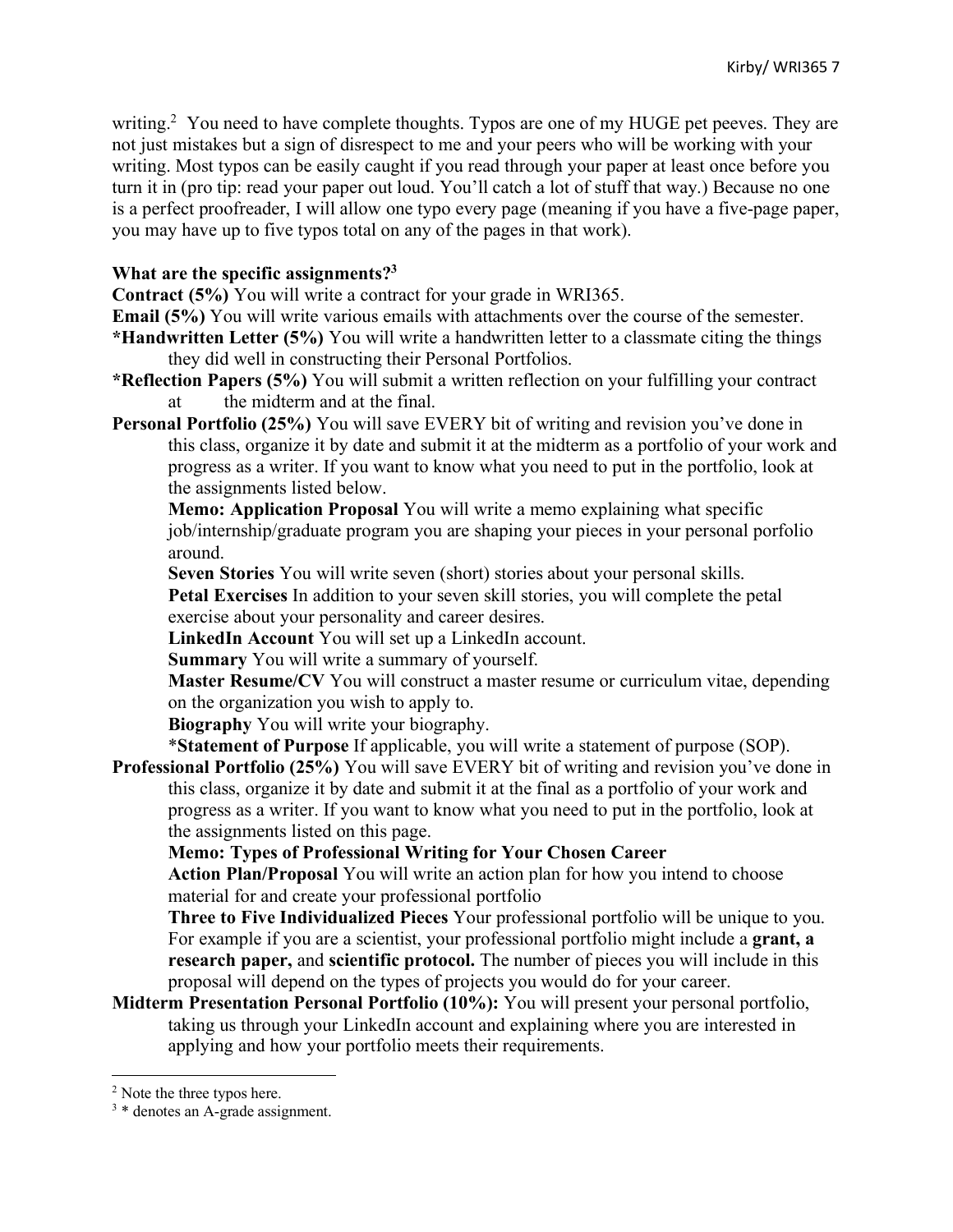writing.[2] You need to have complete thoughts. Typos are one of my HUGE pet peeves. They are not just mistakes but a sign of disrespect to me and your peers who will be working with your writing. Most typos can be easily caught if you read through your paper at least once before you turn it in (pro tip: read your paper out loud. You'll catch a lot of stuff that way.) Because no one is a perfect proofreader, I will allow one typo every page (meaning if you have a five-page paper, you may have up to five typos total on any of the pages in that work).

**What are the specific assignments?[3]**

**Contract (5%)** You will write a contract for your grade in WRI365.

**Email (5%)** You will write various emails with attachments over the course of the semester.

**\*Handwritten Letter (5%)** You will write a handwritten letter to a classmate citing the things they did well in constructing their Personal Portfolios.

**\*Reflection Papers (5%)** You will submit a written reflection on your fulfilling your contract at the midterm and at the final.

**Personal Portfolio (25%)** You will save EVERY bit of writing and revision you've done in this class, organize it by date and submit it at the midterm as a portfolio of your work and progress as a writer. If you want to know what you need to put in the portfolio, look at the assignments listed below.

> **Memo: Application Proposal** You will write a memo explaining what specific job/internship/graduate program you are shaping your pieces in your personal porfolio around.
>
> **Seven Stories** You will write seven (short) stories about your personal skills.
>
> **Petal Exercises** In addition to your seven skill stories, you will complete the petal exercise about your personality and career desires.
>
> **LinkedIn Account** You will set up a LinkedIn account.
>
> **Summary** You will write a summary of yourself.
>
> **Master Resume/CV** You will construct a master resume or curriculum vitae, depending on the organization you wish to apply to.
>
> **Biography** You will write your biography.
>
> \***Statement of Purpose** If applicable, you will write a statement of purpose (SOP).

**Professional Portfolio (25%)** You will save EVERY bit of writing and revision you've done in this class, organize it by date and submit it at the final as a portfolio of your work and progress as a writer. If you want to know what you need to put in the portfolio, look at the assignments listed on this page.

> **Memo: Types of Professional Writing for Your Chosen Career**
>
> **Action Plan/Proposal** You will write an action plan for how you intend to choose material for and create your professional portfolio
>
> **Three to Five Individualized Pieces** Your professional portfolio will be unique to you. For example if you are a scientist, your professional portfolio might include a **grant, a research paper,** and **scientific protocol.** The number of pieces you will include in this proposal will depend on the types of projects you would do for your career.

**Midterm Presentation Personal Portfolio (10%):** You will present your personal portfolio, taking us through your LinkedIn account and explaining where you are interested in applying and how your portfolio meets their requirements.

---

[2] Note the three typos here.

[3] \* denotes an A-grade assignment.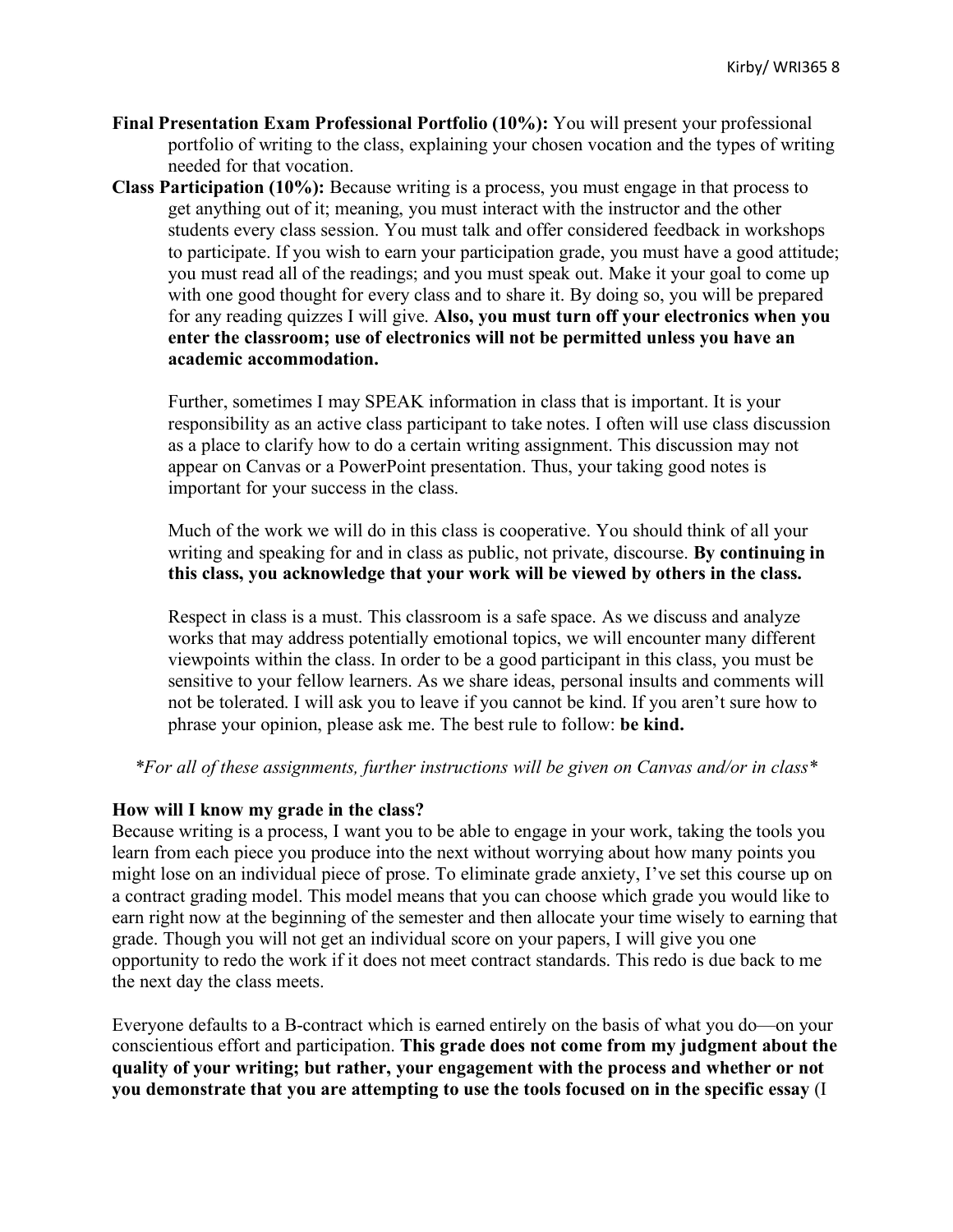**Final Presentation Exam Professional Portfolio (10%):** You will present your professional portfolio of writing to the class, explaining your chosen vocation and the types of writing needed for that vocation.

**Class Participation (10%):** Because writing is a process, you must engage in that process to get anything out of it; meaning, you must interact with the instructor and the other students every class session. You must talk and offer considered feedback in workshops to participate. If you wish to earn your participation grade, you must have a good attitude; you must read all of the readings; and you must speak out. Make it your goal to come up with one good thought for every class and to share it. By doing so, you will be prepared for any reading quizzes I will give. **Also, you must turn off your electronics when you enter the classroom; use of electronics will not be permitted unless you have an academic accommodation.**

Further, sometimes I may SPEAK information in class that is important. It is your responsibility as an active class participant to take notes. I often will use class discussion as a place to clarify how to do a certain writing assignment. This discussion may not appear on Canvas or a PowerPoint presentation. Thus, your taking good notes is important for your success in the class.

Much of the work we will do in this class is cooperative. You should think of all your writing and speaking for and in class as public, not private, discourse. **By continuing in this class, you acknowledge that your work will be viewed by others in the class.**

Respect in class is a must. This classroom is a safe space. As we discuss and analyze works that may address potentially emotional topics, we will encounter many different viewpoints within the class. In order to be a good participant in this class, you must be sensitive to your fellow learners. As we share ideas, personal insults and comments will not be tolerated. I will ask you to leave if you cannot be kind. If you aren't sure how to phrase your opinion, please ask me. The best rule to follow: **be kind.**

*\*For all of these assignments, further instructions will be given on Canvas and/or in class\**

**How will I know my grade in the class?**

Because writing is a process, I want you to be able to engage in your work, taking the tools you learn from each piece you produce into the next without worrying about how many points you might lose on an individual piece of prose. To eliminate grade anxiety, I've set this course up on a contract grading model. This model means that you can choose which grade you would like to earn right now at the beginning of the semester and then allocate your time wisely to earning that grade. Though you will not get an individual score on your papers, I will give you one opportunity to redo the work if it does not meet contract standards. This redo is due back to me the next day the class meets.

Everyone defaults to a B-contract which is earned entirely on the basis of what you do—on your conscientious effort and participation. **This grade does not come from my judgment about the quality of your writing; but rather, your engagement with the process and whether or not you demonstrate that you are attempting to use the tools focused on in the specific essay** (I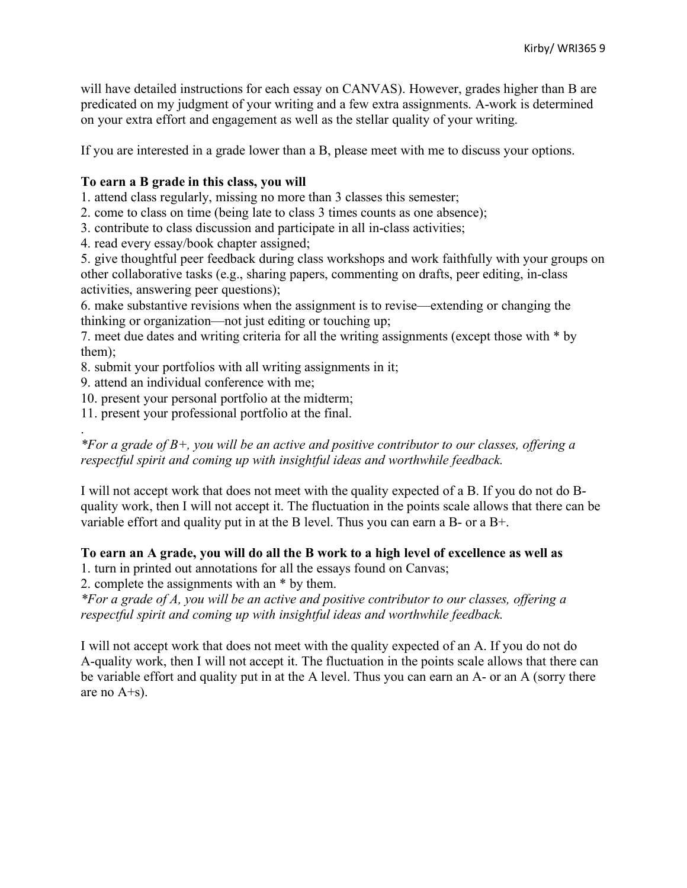will have detailed instructions for each essay on CANVAS). However, grades higher than B are predicated on my judgment of your writing and a few extra assignments. A-work is determined on your extra effort and engagement as well as the stellar quality of your writing.

If you are interested in a grade lower than a B, please meet with me to discuss your options.

**To earn a B grade in this class, you will**

1. attend class regularly, missing no more than 3 classes this semester;
2. come to class on time (being late to class 3 times counts as one absence);
3. contribute to class discussion and participate in all in-class activities;
4. read every essay/book chapter assigned;
5. give thoughtful peer feedback during class workshops and work faithfully with your groups on other collaborative tasks (e.g., sharing papers, commenting on drafts, peer editing, in-class activities, answering peer questions);
6. make substantive revisions when the assignment is to revise—extending or changing the thinking or organization—not just editing or touching up;
7. meet due dates and writing criteria for all the writing assignments (except those with * by them);
8. submit your portfolios with all writing assignments in it;
9. attend an individual conference with me;
10. present your personal portfolio at the midterm;
11. present your professional portfolio at the final.

.

*\*For a grade of B+, you will be an active and positive contributor to our classes, offering a respectful spirit and coming up with insightful ideas and worthwhile feedback.*

I will not accept work that does not meet with the quality expected of a B. If you do not do B-quality work, then I will not accept it. The fluctuation in the points scale allows that there can be variable effort and quality put in at the B level. Thus you can earn a B- or a B+.

**To earn an A grade, you will do all the B work to a high level of excellence as well as**

1. turn in printed out annotations for all the essays found on Canvas;
2. complete the assignments with an * by them.

*\*For a grade of A, you will be an active and positive contributor to our classes, offering a respectful spirit and coming up with insightful ideas and worthwhile feedback.*

I will not accept work that does not meet with the quality expected of an A. If you do not do A-quality work, then I will not accept it. The fluctuation in the points scale allows that there can be variable effort and quality put in at the A level. Thus you can earn an A- or an A (sorry there are no A+s).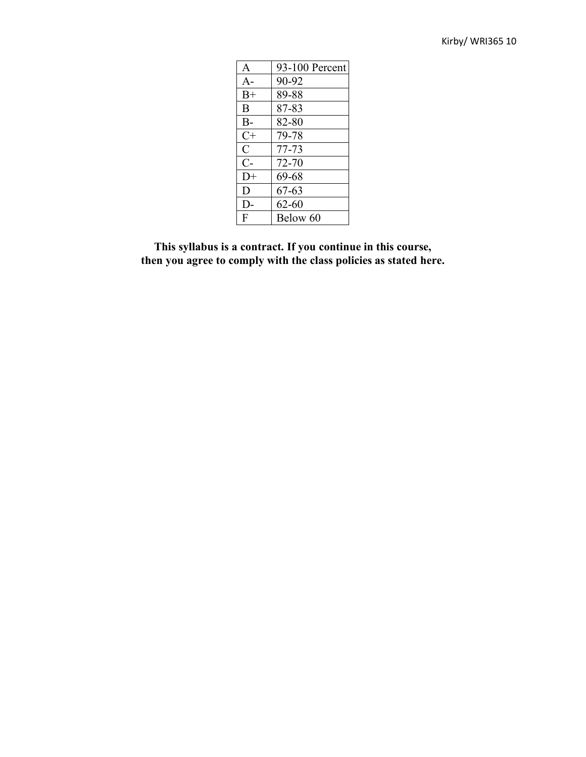| A | 93-100 Percent |
| --- | --- |
| A- | 90-92 |
| B+ | 89-88 |
| B | 87-83 |
| B- | 82-80 |
| C+ | 79-78 |
| C | 77-73 |
| C- | 72-70 |
| D+ | 69-68 |
| D | 67-63 |
| D- | 62-60 |
| F | Below 60 |

**This syllabus is a contract. If you continue in this course, then you agree to comply with the class policies as stated here.**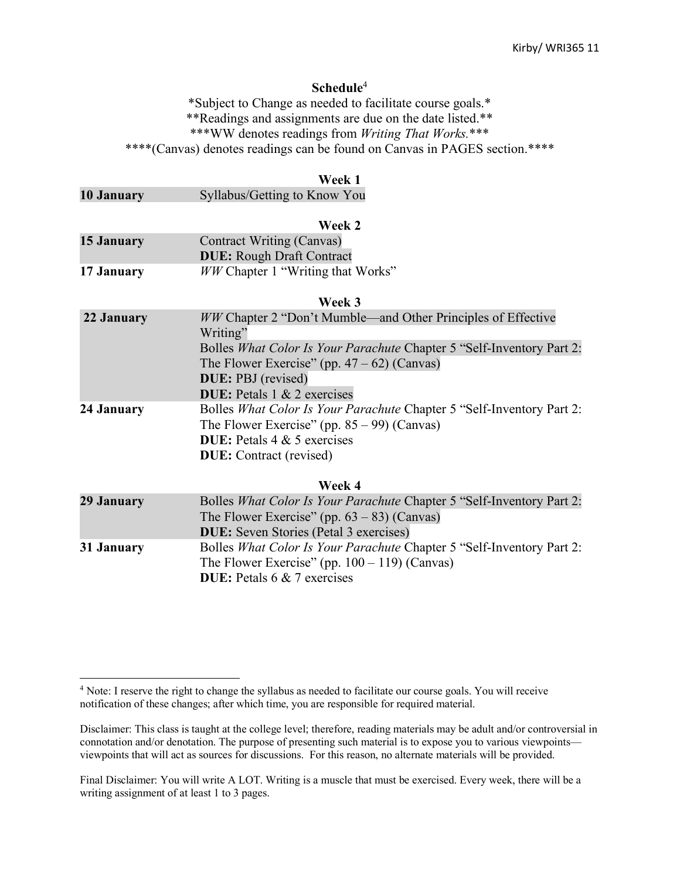## Schedule[4]

*Subject to Change as needed to facilitate course goals.*
**Readings and assignments are due on the date listed.**
***WW denotes readings from *Writing That Works.****
****(Canvas) denotes readings can be found on Canvas in PAGES section.****

### Week 1

| | |
|---|---|
| **10 January** | Syllabus/Getting to Know You |

### Week 2

| | |
|---|---|
| **15 January** | Contract Writing (Canvas)<br>**DUE:** Rough Draft Contract |
| **17 January** | *WW* Chapter 1 "Writing that Works" |

### Week 3

| | |
|---|---|
| **22 January** | *WW* Chapter 2 "Don't Mumble—and Other Principles of Effective Writing"<br>Bolles *What Color Is Your Parachute* Chapter 5 "Self-Inventory Part 2: The Flower Exercise" (pp. 47 – 62) (Canvas)<br>**DUE:** PBJ (revised)<br>**DUE:** Petals 1 & 2 exercises |
| **24 January** | Bolles *What Color Is Your Parachute* Chapter 5 "Self-Inventory Part 2: The Flower Exercise" (pp. 85 – 99) (Canvas)<br>**DUE:** Petals 4 & 5 exercises<br>**DUE:** Contract (revised) |

### Week 4

| | |
|---|---|
| **29 January** | Bolles *What Color Is Your Parachute* Chapter 5 "Self-Inventory Part 2: The Flower Exercise" (pp. 63 – 83) (Canvas)<br>**DUE:** Seven Stories (Petal 3 exercises) |
| **31 January** | Bolles *What Color Is Your Parachute* Chapter 5 "Self-Inventory Part 2: The Flower Exercise" (pp. 100 – 119) (Canvas)<br>**DUE:** Petals 6 & 7 exercises |

---

[4] Note: I reserve the right to change the syllabus as needed to facilitate our course goals. You will receive notification of these changes; after which time, you are responsible for required material.

Disclaimer: This class is taught at the college level; therefore, reading materials may be adult and/or controversial in connotation and/or denotation. The purpose of presenting such material is to expose you to various viewpoints—viewpoints that will act as sources for discussions. For this reason, no alternate materials will be provided.

Final Disclaimer: You will write A LOT. Writing is a muscle that must be exercised. Every week, there will be a writing assignment of at least 1 to 3 pages.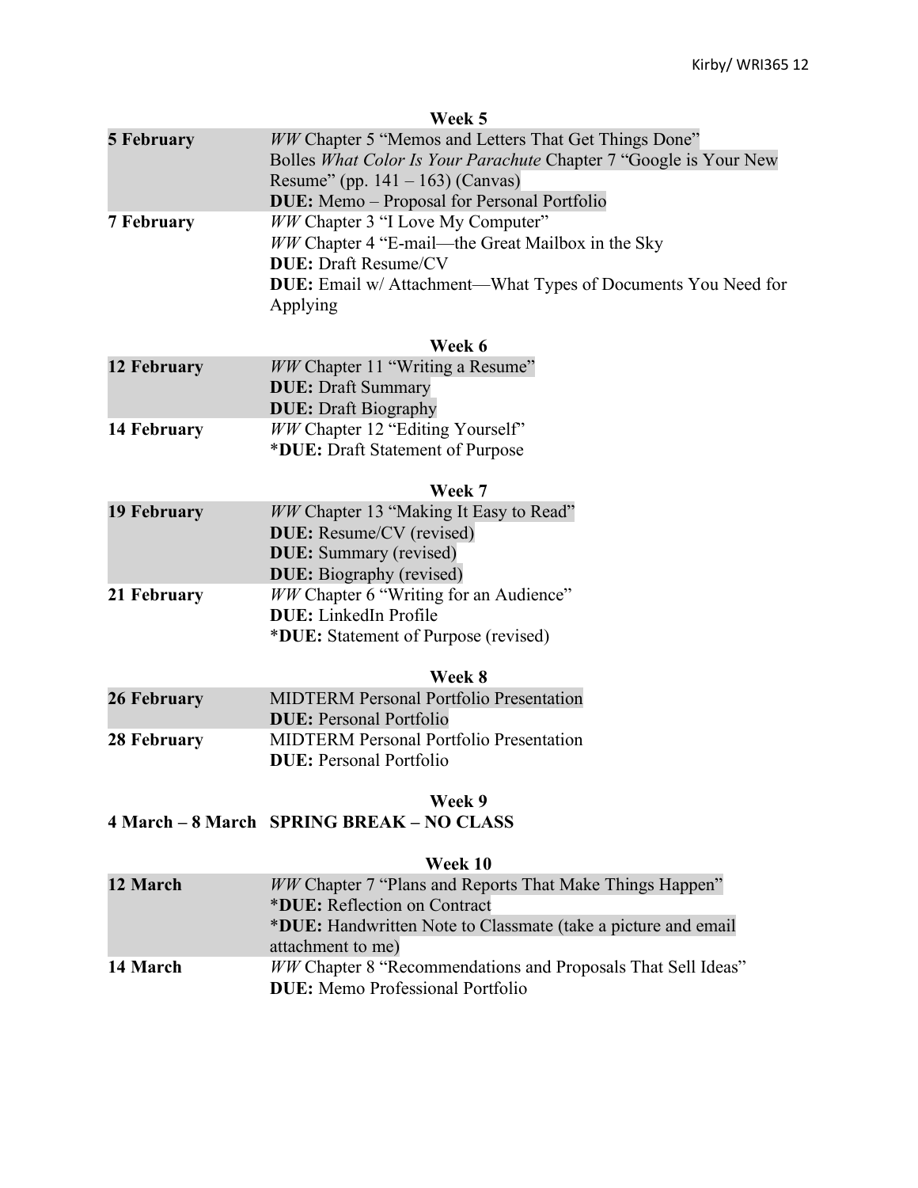**Week 5**

| | |
|---|---|
| **5 February** | *WW* Chapter 5 "Memos and Letters That Get Things Done"<br>Bolles *What Color Is Your Parachute* Chapter 7 "Google is Your New Resume" (pp. 141 – 163) (Canvas)<br>**DUE:** Memo – Proposal for Personal Portfolio |
| **7 February** | *WW* Chapter 3 "I Love My Computer"<br>*WW* Chapter 4 "E-mail—the Great Mailbox in the Sky<br>**DUE:** Draft Resume/CV<br>**DUE:** Email w/ Attachment—What Types of Documents You Need for Applying |

**Week 6**

| | |
|---|---|
| **12 February** | *WW* Chapter 11 "Writing a Resume"<br>**DUE:** Draft Summary<br>**DUE:** Draft Biography |
| **14 February** | *WW* Chapter 12 "Editing Yourself"<br>***DUE:** Draft Statement of Purpose |

**Week 7**

| | |
|---|---|
| **19 February** | *WW* Chapter 13 "Making It Easy to Read"<br>**DUE:** Resume/CV (revised)<br>**DUE:** Summary (revised)<br>**DUE:** Biography (revised) |
| **21 February** | *WW* Chapter 6 "Writing for an Audience"<br>**DUE:** LinkedIn Profile<br>***DUE:** Statement of Purpose (revised) |

**Week 8**

| | |
|---|---|
| **26 February** | MIDTERM Personal Portfolio Presentation<br>**DUE:** Personal Portfolio |
| **28 February** | MIDTERM Personal Portfolio Presentation<br>**DUE:** Personal Portfolio |

**Week 9**

**4 March – 8 March SPRING BREAK – NO CLASS**

**Week 10**

| | |
|---|---|
| **12 March** | *WW* Chapter 7 "Plans and Reports That Make Things Happen"<br>***DUE:** Reflection on Contract<br>***DUE:** Handwritten Note to Classmate (take a picture and email attachment to me) |
| **14 March** | *WW* Chapter 8 "Recommendations and Proposals That Sell Ideas"<br>**DUE:** Memo Professional Portfolio |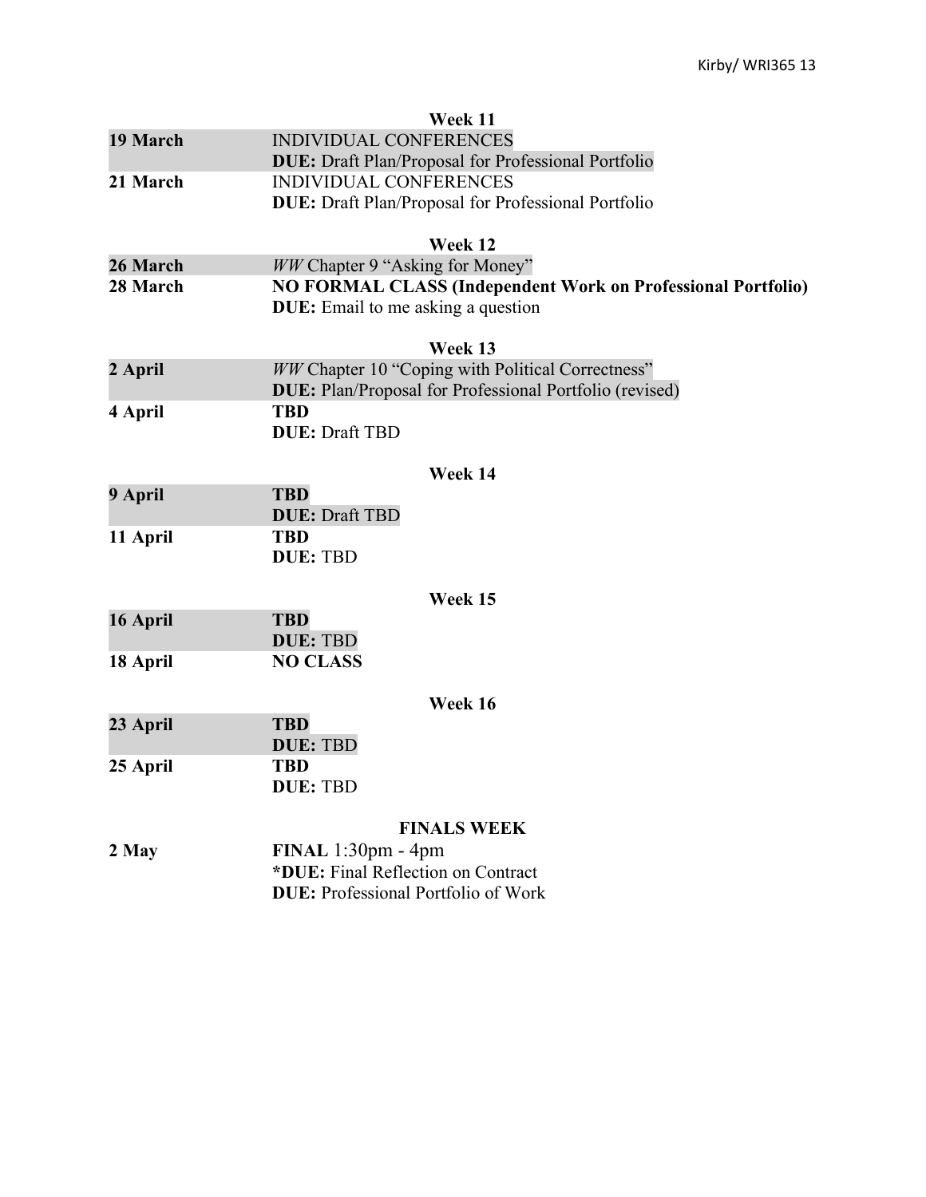**Week 11**

**19 March** INDIVIDUAL CONFERENCES
**DUE:** Draft Plan/Proposal for Professional Portfolio

**21 March** INDIVIDUAL CONFERENCES
**DUE:** Draft Plan/Proposal for Professional Portfolio

**Week 12**

**26 March** *WW* Chapter 9 "Asking for Money"

**28 March** **NO FORMAL CLASS (Independent Work on Professional Portfolio)**
**DUE:** Email to me asking a question

**Week 13**

**2 April** *WW* Chapter 10 "Coping with Political Correctness"
**DUE:** Plan/Proposal for Professional Portfolio (revised)

**4 April** **TBD**
**DUE:** Draft TBD

**Week 14**

**9 April** **TBD**
**DUE:** Draft TBD

**11 April** **TBD**
**DUE:** TBD

**Week 15**

**16 April** **TBD**
**DUE:** TBD

**18 April** **NO CLASS**

**Week 16**

**23 April** **TBD**
**DUE:** TBD

**25 April** **TBD**
**DUE:** TBD

**FINALS WEEK**

**2 May** **FINAL** 1:30pm - 4pm
***DUE:** Final Reflection on Contract
**DUE:** Professional Portfolio of Work